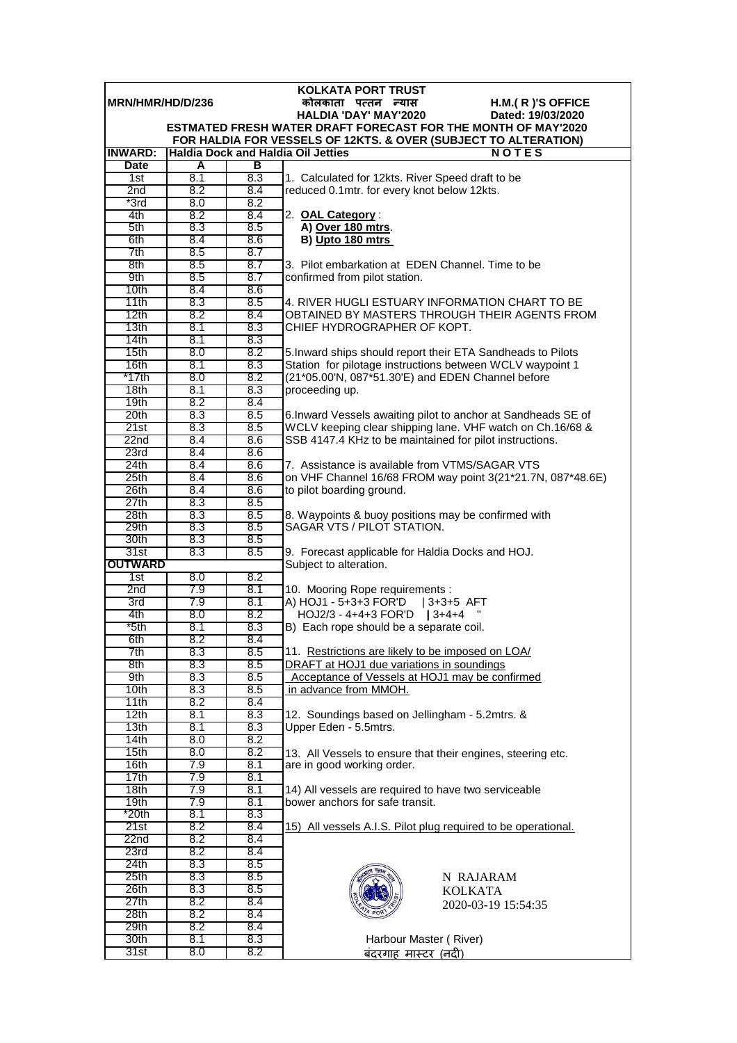**KOLKATA PORT TRUST**

**MRN/HMR/HD/D/236** — **कोलकाता पत्तन न्यास** — **H.M.( R )'S OFFICE**

**HALDIA 'DAY' MAY'2020** — **Dated: 19/03/2020**

**ESTMATED FRESH WATER DRAFT FORECAST FOR THE MONTH OF MAY'2020 FOR HALDIA FOR VESSELS OF 12KTS. & OVER (SUBJECT TO ALTERATION)**

**INWARD: Haldia Dock and Haldia Oil Jetties**

| Date | A | B |
|---|---|---|
| 1st | 8.1 | 8.3 |
| 2nd | 8.2 | 8.4 |
| *3rd | 8.0 | 8.2 |
| 4th | 8.2 | 8.4 |
| 5th | 8.3 | 8.5 |
| 6th | 8.4 | 8.6 |
| 7th | 8.5 | 8.7 |
| 8th | 8.5 | 8.7 |
| 9th | 8.5 | 8.7 |
| 10th | 8.4 | 8.6 |
| 11th | 8.3 | 8.5 |
| 12th | 8.2 | 8.4 |
| 13th | 8.1 | 8.3 |
| 14th | 8.1 | 8.3 |
| 15th | 8.0 | 8.2 |
| 16th | 8.1 | 8.3 |
| *17th | 8.0 | 8.2 |
| 18th | 8.1 | 8.3 |
| 19th | 8.2 | 8.4 |
| 20th | 8.3 | 8.5 |
| 21st | 8.3 | 8.5 |
| 22nd | 8.4 | 8.6 |
| 23rd | 8.4 | 8.6 |
| 24th | 8.4 | 8.6 |
| 25th | 8.4 | 8.6 |
| 26th | 8.4 | 8.6 |
| 27th | 8.3 | 8.5 |
| 28th | 8.3 | 8.5 |
| 29th | 8.3 | 8.5 |
| 30th | 8.3 | 8.5 |
| 31st | 8.3 | 8.5 |

**OUTWARD**

| Date | A | B |
|---|---|---|
| 1st | 8.0 | 8.2 |
| 2nd | 7.9 | 8.1 |
| 3rd | 7.9 | 8.1 |
| 4th | 8.0 | 8.2 |
| *5th | 8.1 | 8.3 |
| 6th | 8.2 | 8.4 |
| 7th | 8.3 | 8.5 |
| 8th | 8.3 | 8.5 |
| 9th | 8.3 | 8.5 |
| 10th | 8.3 | 8.5 |
| 11th | 8.2 | 8.4 |
| 12th | 8.1 | 8.3 |
| 13th | 8.1 | 8.3 |
| 14th | 8.0 | 8.2 |
| 15th | 8.0 | 8.2 |
| 16th | 7.9 | 8.1 |
| 17th | 7.9 | 8.1 |
| 18th | 7.9 | 8.1 |
| 19th | 7.9 | 8.1 |
| *20th | 8.1 | 8.3 |
| 21st | 8.2 | 8.4 |
| 22nd | 8.2 | 8.4 |
| 23rd | 8.2 | 8.4 |
| 24th | 8.3 | 8.5 |
| 25th | 8.3 | 8.5 |
| 26th | 8.3 | 8.5 |
| 27th | 8.2 | 8.4 |
| 28th | 8.2 | 8.4 |
| 29th | 8.2 | 8.4 |
| 30th | 8.1 | 8.3 |
| 31st | 8.0 | 8.2 |

**NOTES**

1. Calculated for 12kts. River Speed draft to be reduced 0.1mtr. for every knot below 12kts.

2. <u>**OAL Category**</u> :
   **A) <u>Over 180 mtrs</u>.**
   **B) <u>Upto 180 mtrs</u>**

3. Pilot embarkation at EDEN Channel. Time to be confirmed from pilot station.

4. RIVER HUGLI ESTUARY INFORMATION CHART TO BE OBTAINED BY MASTERS THROUGH THEIR AGENTS FROM CHIEF HYDROGRAPHER OF KOPT.

5. Inward ships should report their ETA Sandheads to Pilots Station for pilotage instructions between WCLV waypoint 1 (21*05.00'N, 087*51.30'E) and EDEN Channel before proceeding up.

6. Inward Vessels awaiting pilot to anchor at Sandheads SE of WCLV keeping clear shipping lane. VHF watch on Ch.16/68 & SSB 4147.4 KHz to be maintained for pilot instructions.

7. Assistance is available from VTMS/SAGAR VTS on VHF Channel 16/68 FROM way point 3(21*21.7N, 087*48.6E) to pilot boarding ground.

8. Waypoints & buoy positions may be confirmed with SAGAR VTS / PILOT STATION.

9. Forecast applicable for Haldia Docks and HOJ. Subject to alteration.

10. Mooring Rope requirements :
A) HOJ1 - 5+3+3 FOR'D | 3+3+5 AFT
HOJ2/3 - 4+4+3 FOR'D | 3+4+4 "
B) Each rope should be a separate coil.

11. <u>Restrictions are likely to be imposed on LOA/ DRAFT at HOJ1 due variations in soundings Acceptance of Vessels at HOJ1 may be confirmed in advance from MMOH.</u>

12. Soundings based on Jellingham - 5.2mtrs. & Upper Eden - 5.5mtrs.

13. All Vessels to ensure that their engines, steering etc. are in good working order.

14) All vessels are required to have two serviceable bower anchors for safe transit.

15) <u>All vessels A.I.S. Pilot plug required to be operational.</u>

N RAJARAM
KOLKATA
2020-03-19 15:54:35

Harbour Master ( River)
बंदरगाह मास्टर (नदी)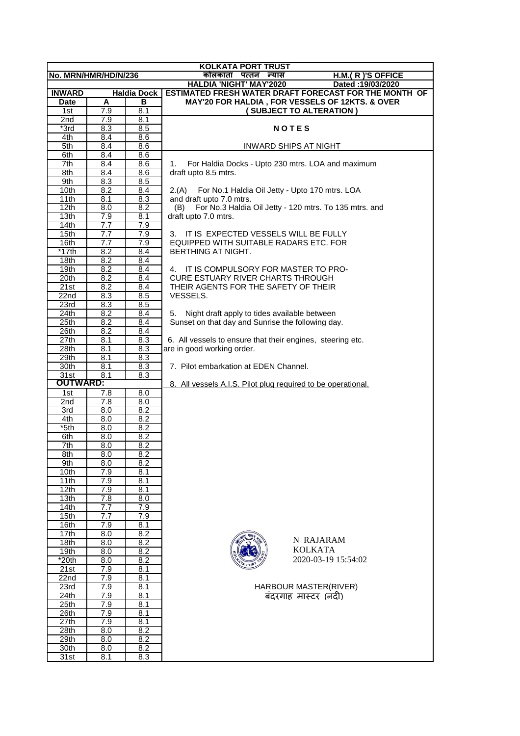# KOLKATA PORT TRUST

**No. MRN/HMR/HD/N/236** — **कोलकाता पत्तन न्यास** — **H.M.( R )'S OFFICE**

**HALDIA 'NIGHT' MAY'2020** — **Dated :19/03/2020**

**ESTIMATED FRESH WATER DRAFT FORECAST FOR THE MONTH OF MAY'20 FOR HALDIA , FOR VESSELS OF 12KTS. & OVER**

**( SUBJECT TO ALTERATION )**

| INWARD | | Haldia Dock |
|---|---|---|
| Date | A | B |
| 1st | 7.9 | 8.1 |
| 2nd | 7.9 | 8.1 |
| *3rd | 8.3 | 8.5 |
| 4th | 8.4 | 8.6 |
| 5th | 8.4 | 8.6 |
| 6th | 8.4 | 8.6 |
| 7th | 8.4 | 8.6 |
| 8th | 8.4 | 8.6 |
| 9th | 8.3 | 8.5 |
| 10th | 8.2 | 8.4 |
| 11th | 8.1 | 8.3 |
| 12th | 8.0 | 8.2 |
| 13th | 7.9 | 8.1 |
| 14th | 7.7 | 7.9 |
| 15th | 7.7 | 7.9 |
| 16th | 7.7 | 7.9 |
| *17th | 8.2 | 8.4 |
| 18th | 8.2 | 8.4 |
| 19th | 8.2 | 8.4 |
| 20th | 8.2 | 8.4 |
| 21st | 8.2 | 8.4 |
| 22nd | 8.3 | 8.5 |
| 23rd | 8.3 | 8.5 |
| 24th | 8.2 | 8.4 |
| 25th | 8.2 | 8.4 |
| 26th | 8.2 | 8.4 |
| 27th | 8.1 | 8.3 |
| 28th | 8.1 | 8.3 |
| 29th | 8.1 | 8.3 |
| 30th | 8.1 | 8.3 |
| 31st | 8.1 | 8.3 |
| **OUTWARD:** | | |
| 1st | 7.8 | 8.0 |
| 2nd | 7.8 | 8.0 |
| 3rd | 8.0 | 8.2 |
| 4th | 8.0 | 8.2 |
| *5th | 8.0 | 8.2 |
| 6th | 8.0 | 8.2 |
| 7th | 8.0 | 8.2 |
| 8th | 8.0 | 8.2 |
| 9th | 8.0 | 8.2 |
| 10th | 7.9 | 8.1 |
| 11th | 7.9 | 8.1 |
| 12th | 7.9 | 8.1 |
| 13th | 7.8 | 8.0 |
| 14th | 7.7 | 7.9 |
| 15th | 7.7 | 7.9 |
| 16th | 7.9 | 8.1 |
| 17th | 8.0 | 8.2 |
| 18th | 8.0 | 8.2 |
| 19th | 8.0 | 8.2 |
| *20th | 8.0 | 8.2 |
| 21st | 7.9 | 8.1 |
| 22nd | 7.9 | 8.1 |
| 23rd | 7.9 | 8.1 |
| 24th | 7.9 | 8.1 |
| 25th | 7.9 | 8.1 |
| 26th | 7.9 | 8.1 |
| 27th | 7.9 | 8.1 |
| 28th | 8.0 | 8.2 |
| 29th | 8.0 | 8.2 |
| 30th | 8.0 | 8.2 |
| 31st | 8.1 | 8.3 |

**N O T E S**

INWARD SHIPS AT NIGHT

1. For Haldia Docks - Upto 230 mtrs. LOA and maximum draft upto 8.5 mtrs.

2.(A) For No.1 Haldia Oil Jetty - Upto 170 mtrs. LOA and draft upto 7.0 mtrs.
(B) For No.3 Haldia Oil Jetty - 120 mtrs. To 135 mtrs. and draft upto 7.0 mtrs.

3. IT IS EXPECTED VESSELS WILL BE FULLY EQUIPPED WITH SUITABLE RADARS ETC. FOR BERTHING AT NIGHT.

4. IT IS COMPULSORY FOR MASTER TO PROCURE ESTUARY RIVER CHARTS THROUGH THEIR AGENTS FOR THE SAFETY OF THEIR VESSELS.

5. Night draft apply to tides available between Sunset on that day and Sunrise the following day.

6. All vessels to ensure that their engines, steering etc. are in good working order.

7. Pilot embarkation at EDEN Channel.

8. All vessels A.I.S. Pilot plug required to be operational.

N RAJARAM
KOLKATA
2020-03-19 15:54:02

HARBOUR MASTER(RIVER)
बंदरगाह मास्टर (नदी)